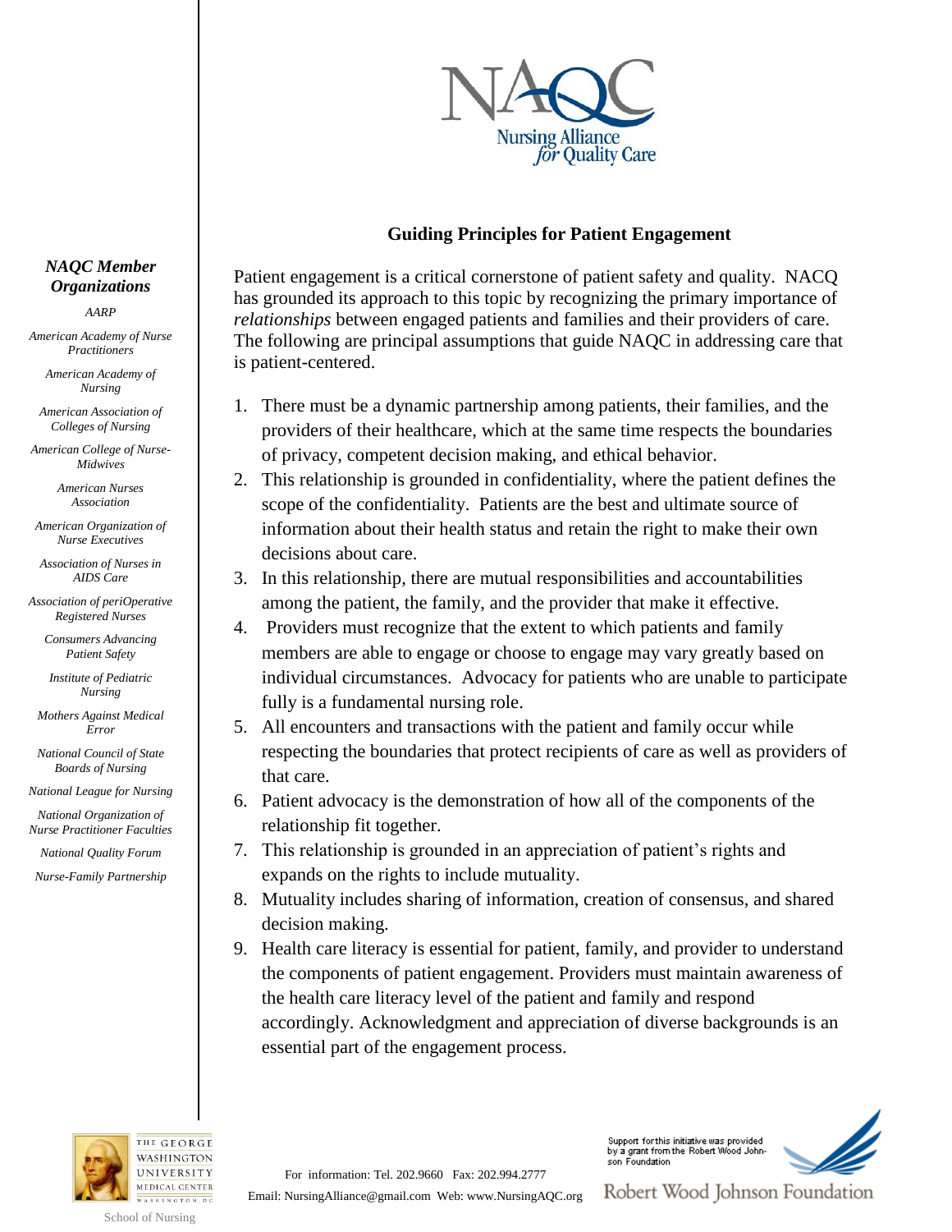# Guiding Principles for Patient Engagement

Patient engagement is a critical cornerstone of patient safety and quality. NACQ has grounded its approach to this topic by recognizing the primary importance of *relationships* between engaged patients and families and their providers of care. The following are principal assumptions that guide NAQC in addressing care that is patient-centered.

1. There must be a dynamic partnership among patients, their families, and the providers of their healthcare, which at the same time respects the boundaries of privacy, competent decision making, and ethical behavior.
2. This relationship is grounded in confidentiality, where the patient defines the scope of the confidentiality. Patients are the best and ultimate source of information about their health status and retain the right to make their own decisions about care.
3. In this relationship, there are mutual responsibilities and accountabilities among the patient, the family, and the provider that make it effective.
4. Providers must recognize that the extent to which patients and family members are able to engage or choose to engage may vary greatly based on individual circumstances. Advocacy for patients who are unable to participate fully is a fundamental nursing role.
5. All encounters and transactions with the patient and family occur while respecting the boundaries that protect recipients of care as well as providers of that care.
6. Patient advocacy is the demonstration of how all of the components of the relationship fit together.
7. This relationship is grounded in an appreciation of patient's rights and expands on the rights to include mutuality.
8. Mutuality includes sharing of information, creation of consensus, and shared decision making.
9. Health care literacy is essential for patient, family, and provider to understand the components of patient engagement. Providers must maintain awareness of the health care literacy level of the patient and family and respond accordingly. Acknowledgment and appreciation of diverse backgrounds is an essential part of the engagement process.

***NAQC Member Organizations***

*AARP*

*American Academy of Nurse Practitioners*

*American Academy of Nursing*

*American Association of Colleges of Nursing*

*American College of Nurse-Midwives*

*American Nurses Association*

*American Organization of Nurse Executives*

*Association of Nurses in AIDS Care*

*Association of periOperative Registered Nurses*

*Consumers Advancing Patient Safety*

*Institute of Pediatric Nursing*

*Mothers Against Medical Error*

*National Council of State Boards of Nursing*

*National League for Nursing*

*National Organization of Nurse Practitioner Faculties*

*National Quality Forum*

*Nurse-Family Partnership*

The George Washington University Medical Center, Washington DC

School of Nursing

For information: Tel. 202.9660 Fax: 202.994.2777

Email: NursingAlliance@gmail.com Web: www.NursingAQC.org

Support for this initiative was provided by a grant from the Robert Wood Johnson Foundation

Robert Wood Johnson Foundation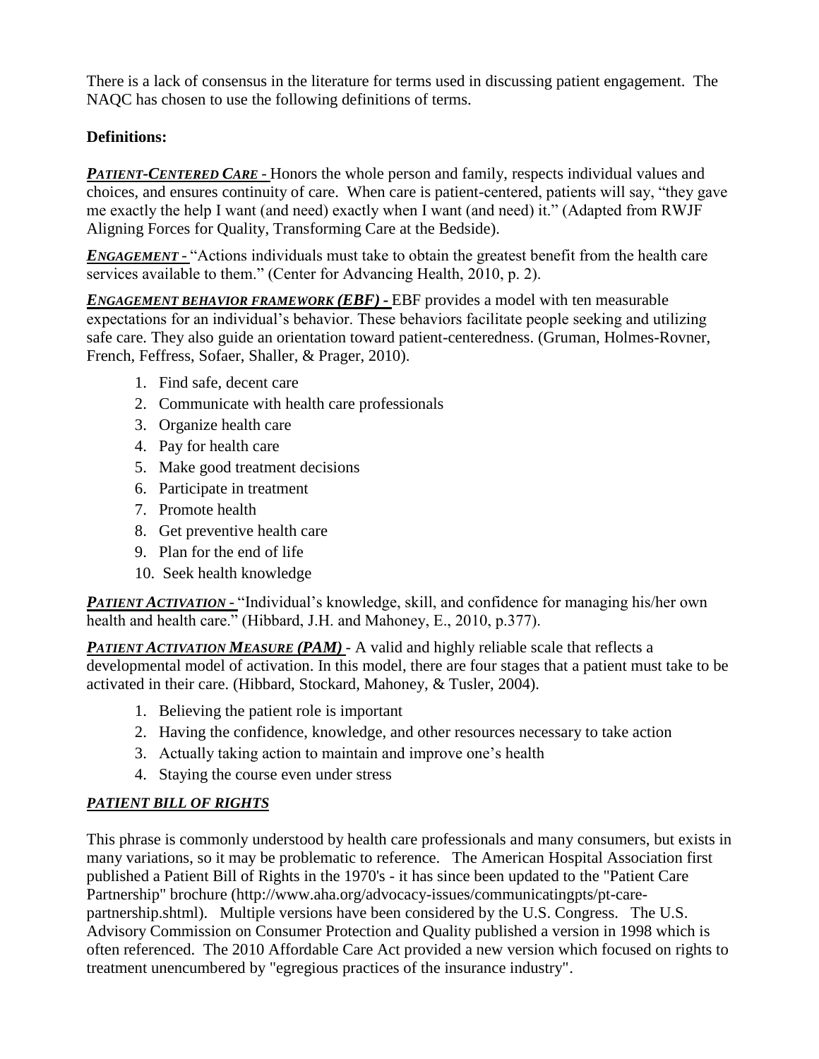There is a lack of consensus in the literature for terms used in discussing patient engagement. The NAQC has chosen to use the following definitions of terms.

**Definitions:**

***PATIENT-CENTERED CARE* -** Honors the whole person and family, respects individual values and choices, and ensures continuity of care. When care is patient-centered, patients will say, "they gave me exactly the help I want (and need) exactly when I want (and need) it." (Adapted from RWJF Aligning Forces for Quality, Transforming Care at the Bedside).

***ENGAGEMENT* -** "Actions individuals must take to obtain the greatest benefit from the health care services available to them." (Center for Advancing Health, 2010, p. 2).

***ENGAGEMENT BEHAVIOR FRAMEWORK (EBF)* -** EBF provides a model with ten measurable expectations for an individual's behavior. These behaviors facilitate people seeking and utilizing safe care. They also guide an orientation toward patient-centeredness. (Gruman, Holmes-Rovner, French, Feffress, Sofaer, Shaller, & Prager, 2010).

1. Find safe, decent care
2. Communicate with health care professionals
3. Organize health care
4. Pay for health care
5. Make good treatment decisions
6. Participate in treatment
7. Promote health
8. Get preventive health care
9. Plan for the end of life
10. Seek health knowledge

***PATIENT ACTIVATION* -** "Individual's knowledge, skill, and confidence for managing his/her own health and health care." (Hibbard, J.H. and Mahoney, E., 2010, p.377).

***PATIENT ACTIVATION MEASURE (PAM)*** - A valid and highly reliable scale that reflects a developmental model of activation. In this model, there are four stages that a patient must take to be activated in their care. (Hibbard, Stockard, Mahoney, & Tusler, 2004).

1. Believing the patient role is important
2. Having the confidence, knowledge, and other resources necessary to take action
3. Actually taking action to maintain and improve one's health
4. Staying the course even under stress

***PATIENT BILL OF RIGHTS***

This phrase is commonly understood by health care professionals and many consumers, but exists in many variations, so it may be problematic to reference. The American Hospital Association first published a Patient Bill of Rights in the 1970's - it has since been updated to the "Patient Care Partnership" brochure (http://www.aha.org/advocacy-issues/communicatingpts/pt-care-partnership.shtml). Multiple versions have been considered by the U.S. Congress. The U.S. Advisory Commission on Consumer Protection and Quality published a version in 1998 which is often referenced. The 2010 Affordable Care Act provided a new version which focused on rights to treatment unencumbered by "egregious practices of the insurance industry".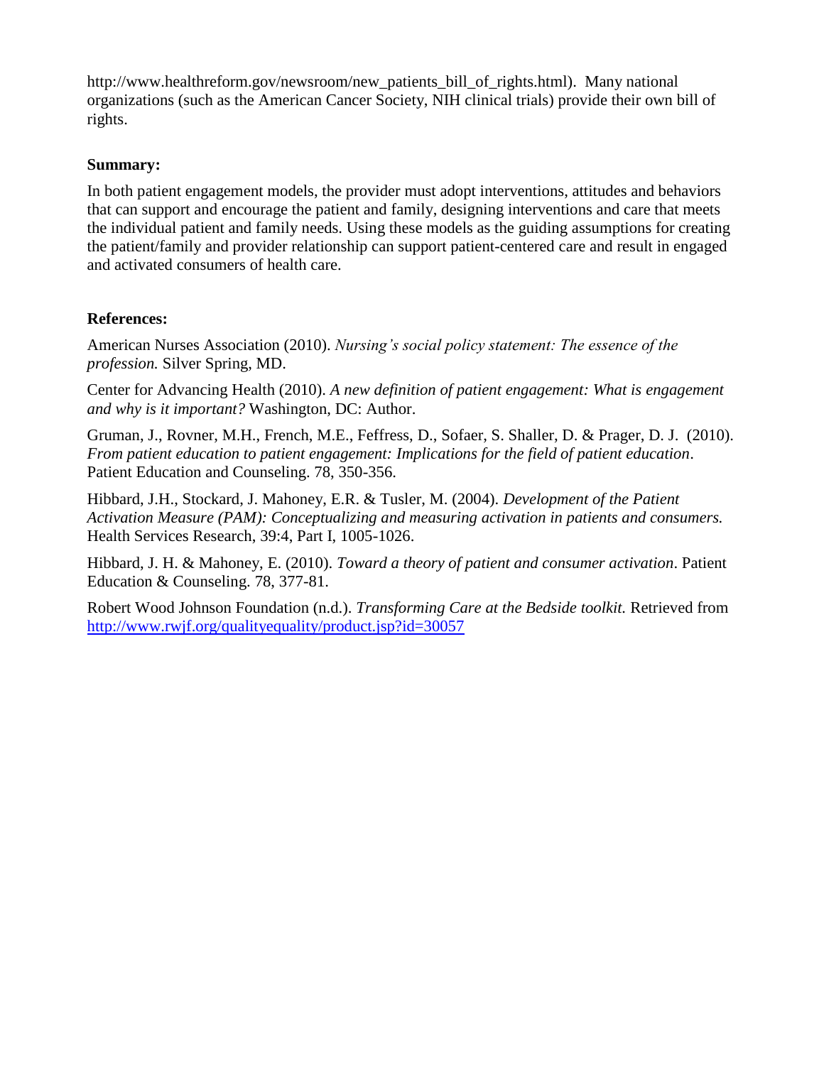http://www.healthreform.gov/newsroom/new_patients_bill_of_rights.html). Many national organizations (such as the American Cancer Society, NIH clinical trials) provide their own bill of rights.

**Summary:**

In both patient engagement models, the provider must adopt interventions, attitudes and behaviors that can support and encourage the patient and family, designing interventions and care that meets the individual patient and family needs. Using these models as the guiding assumptions for creating the patient/family and provider relationship can support patient-centered care and result in engaged and activated consumers of health care.

**References:**

American Nurses Association (2010). *Nursing's social policy statement: The essence of the profession.* Silver Spring, MD.

Center for Advancing Health (2010). *A new definition of patient engagement: What is engagement and why is it important?* Washington, DC: Author.

Gruman, J., Rovner, M.H., French, M.E., Feffress, D., Sofaer, S. Shaller, D. & Prager, D. J. (2010). *From patient education to patient engagement: Implications for the field of patient education*. Patient Education and Counseling. 78, 350-356.

Hibbard, J.H., Stockard, J. Mahoney, E.R. & Tusler, M. (2004). *Development of the Patient Activation Measure (PAM): Conceptualizing and measuring activation in patients and consumers.* Health Services Research, 39:4, Part I, 1005-1026.

Hibbard, J. H. & Mahoney, E. (2010). *Toward a theory of patient and consumer activation*. Patient Education & Counseling. 78, 377-81.

Robert Wood Johnson Foundation (n.d.). *Transforming Care at the Bedside toolkit.* Retrieved from http://www.rwjf.org/qualityequality/product.jsp?id=30057